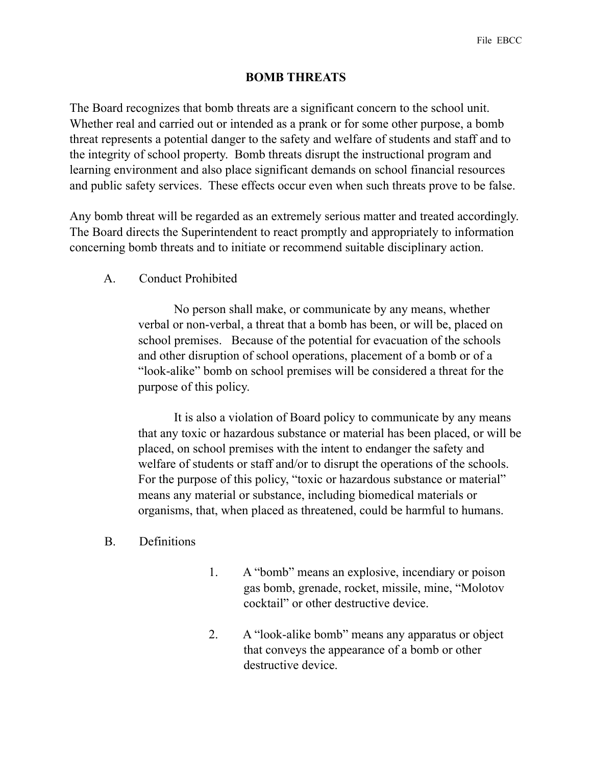File EBCC

# BOMB THREATS

The Board recognizes that bomb threats are a significant concern to the school unit. Whether real and carried out or intended as a prank or for some other purpose, a bomb threat represents a potential danger to the safety and welfare of students and staff and to the integrity of school property. Bomb threats disrupt the instructional program and learning environment and also place significant demands on school financial resources and public safety services. These effects occur even when such threats prove to be false.

Any bomb threat will be regarded as an extremely serious matter and treated accordingly. The Board directs the Superintendent to react promptly and appropriately to information concerning bomb threats and to initiate or recommend suitable disciplinary action.

## A. Conduct Prohibited

No person shall make, or communicate by any means, whether verbal or non-verbal, a threat that a bomb has been, or will be, placed on school premises. Because of the potential for evacuation of the schools and other disruption of school operations, placement of a bomb or of a "look-alike" bomb on school premises will be considered a threat for the purpose of this policy.

It is also a violation of Board policy to communicate by any means that any toxic or hazardous substance or material has been placed, or will be placed, on school premises with the intent to endanger the safety and welfare of students or staff and/or to disrupt the operations of the schools. For the purpose of this policy, "toxic or hazardous substance or material" means any material or substance, including biomedical materials or organisms, that, when placed as threatened, could be harmful to humans.

## B. Definitions

1. A "bomb" means an explosive, incendiary or poison gas bomb, grenade, rocket, missile, mine, "Molotov cocktail" or other destructive device.

2. A "look-alike bomb" means any apparatus or object that conveys the appearance of a bomb or other destructive device.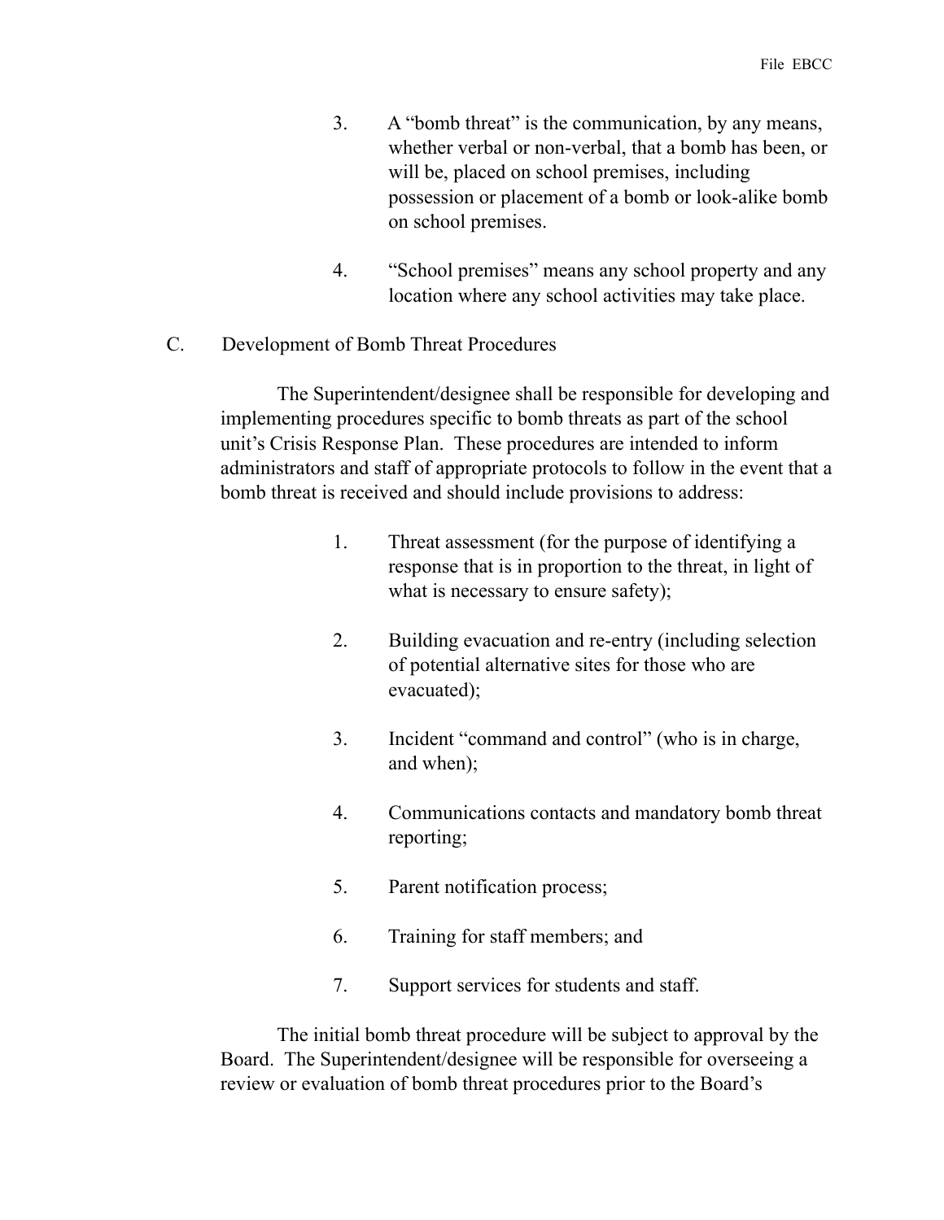3. A "bomb threat" is the communication, by any means, whether verbal or non-verbal, that a bomb has been, or will be, placed on school premises, including possession or placement of a bomb or look-alike bomb on school premises.

4. "School premises" means any school property and any location where any school activities may take place.

C. Development of Bomb Threat Procedures

The Superintendent/designee shall be responsible for developing and implementing procedures specific to bomb threats as part of the school unit's Crisis Response Plan. These procedures are intended to inform administrators and staff of appropriate protocols to follow in the event that a bomb threat is received and should include provisions to address:

1. Threat assessment (for the purpose of identifying a response that is in proportion to the threat, in light of what is necessary to ensure safety);

2. Building evacuation and re-entry (including selection of potential alternative sites for those who are evacuated);

3. Incident "command and control" (who is in charge, and when);

4. Communications contacts and mandatory bomb threat reporting;

5. Parent notification process;

6. Training for staff members; and

7. Support services for students and staff.

The initial bomb threat procedure will be subject to approval by the Board. The Superintendent/designee will be responsible for overseeing a review or evaluation of bomb threat procedures prior to the Board's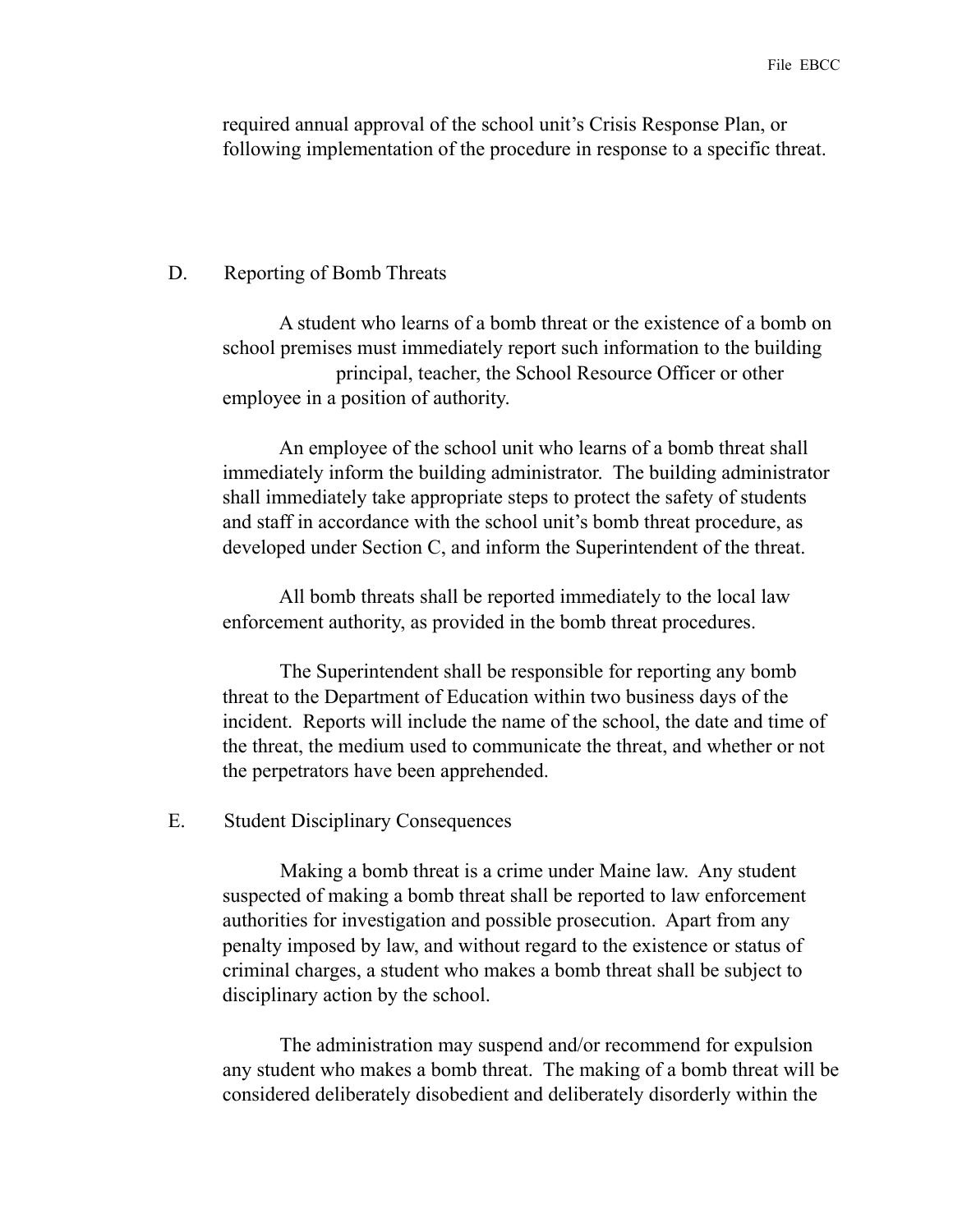required annual approval of the school unit's Crisis Response Plan, or following implementation of the procedure in response to a specific threat.

## D. Reporting of Bomb Threats

A student who learns of a bomb threat or the existence of a bomb on school premises must immediately report such information to the building principal, teacher, the School Resource Officer or other employee in a position of authority.

An employee of the school unit who learns of a bomb threat shall immediately inform the building administrator. The building administrator shall immediately take appropriate steps to protect the safety of students and staff in accordance with the school unit's bomb threat procedure, as developed under Section C, and inform the Superintendent of the threat.

All bomb threats shall be reported immediately to the local law enforcement authority, as provided in the bomb threat procedures.

The Superintendent shall be responsible for reporting any bomb threat to the Department of Education within two business days of the incident. Reports will include the name of the school, the date and time of the threat, the medium used to communicate the threat, and whether or not the perpetrators have been apprehended.

## E. Student Disciplinary Consequences

Making a bomb threat is a crime under Maine law. Any student suspected of making a bomb threat shall be reported to law enforcement authorities for investigation and possible prosecution. Apart from any penalty imposed by law, and without regard to the existence or status of criminal charges, a student who makes a bomb threat shall be subject to disciplinary action by the school.

The administration may suspend and/or recommend for expulsion any student who makes a bomb threat. The making of a bomb threat will be considered deliberately disobedient and deliberately disorderly within the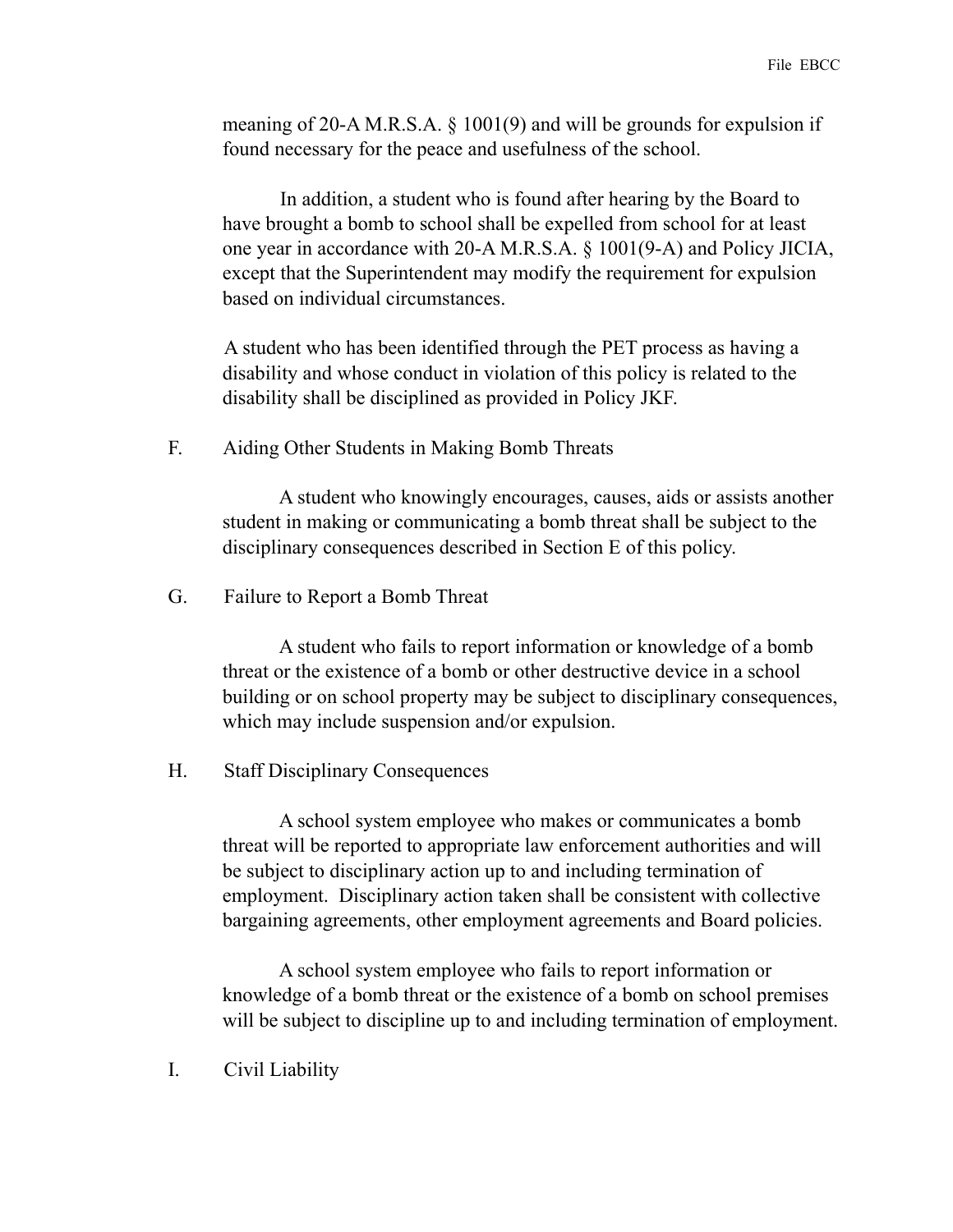meaning of 20-A M.R.S.A. § 1001(9) and will be grounds for expulsion if found necessary for the peace and usefulness of the school.

In addition, a student who is found after hearing by the Board to have brought a bomb to school shall be expelled from school for at least one year in accordance with 20-A M.R.S.A. § 1001(9-A) and Policy JICIA, except that the Superintendent may modify the requirement for expulsion based on individual circumstances.

A student who has been identified through the PET process as having a disability and whose conduct in violation of this policy is related to the disability shall be disciplined as provided in Policy JKF.

F. Aiding Other Students in Making Bomb Threats

A student who knowingly encourages, causes, aids or assists another student in making or communicating a bomb threat shall be subject to the disciplinary consequences described in Section E of this policy.

G. Failure to Report a Bomb Threat

A student who fails to report information or knowledge of a bomb threat or the existence of a bomb or other destructive device in a school building or on school property may be subject to disciplinary consequences, which may include suspension and/or expulsion.

H. Staff Disciplinary Consequences

A school system employee who makes or communicates a bomb threat will be reported to appropriate law enforcement authorities and will be subject to disciplinary action up to and including termination of employment. Disciplinary action taken shall be consistent with collective bargaining agreements, other employment agreements and Board policies.

A school system employee who fails to report information or knowledge of a bomb threat or the existence of a bomb on school premises will be subject to discipline up to and including termination of employment.

I. Civil Liability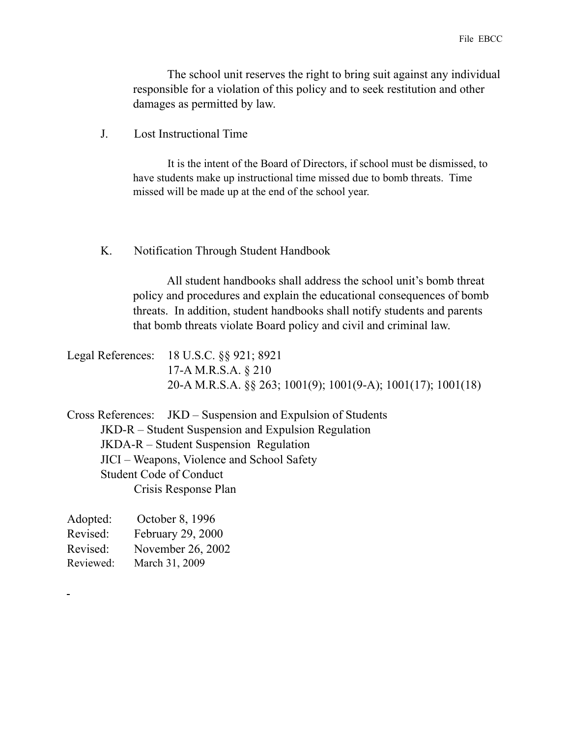The school unit reserves the right to bring suit against any individual responsible for a violation of this policy and to seek restitution and other damages as permitted by law.

J. Lost Instructional Time

It is the intent of the Board of Directors, if school must be dismissed, to have students make up instructional time missed due to bomb threats. Time missed will be made up at the end of the school year.

K. Notification Through Student Handbook

All student handbooks shall address the school unit's bomb threat policy and procedures and explain the educational consequences of bomb threats. In addition, student handbooks shall notify students and parents that bomb threats violate Board policy and civil and criminal law.

Legal References:
18 U.S.C. §§ 921; 8921
17-A M.R.S.A. § 210
20-A M.R.S.A. §§ 263; 1001(9); 1001(9-A); 1001(17); 1001(18)

Cross References:
JKD – Suspension and Expulsion of Students
JKD-R – Student Suspension and Expulsion Regulation
JKDA-R – Student Suspension Regulation
JICI – Weapons, Violence and School Safety
Student Code of Conduct
Crisis Response Plan

Adopted: October 8, 1996
Revised: February 29, 2000
Revised: November 26, 2002
Reviewed: March 31, 2009